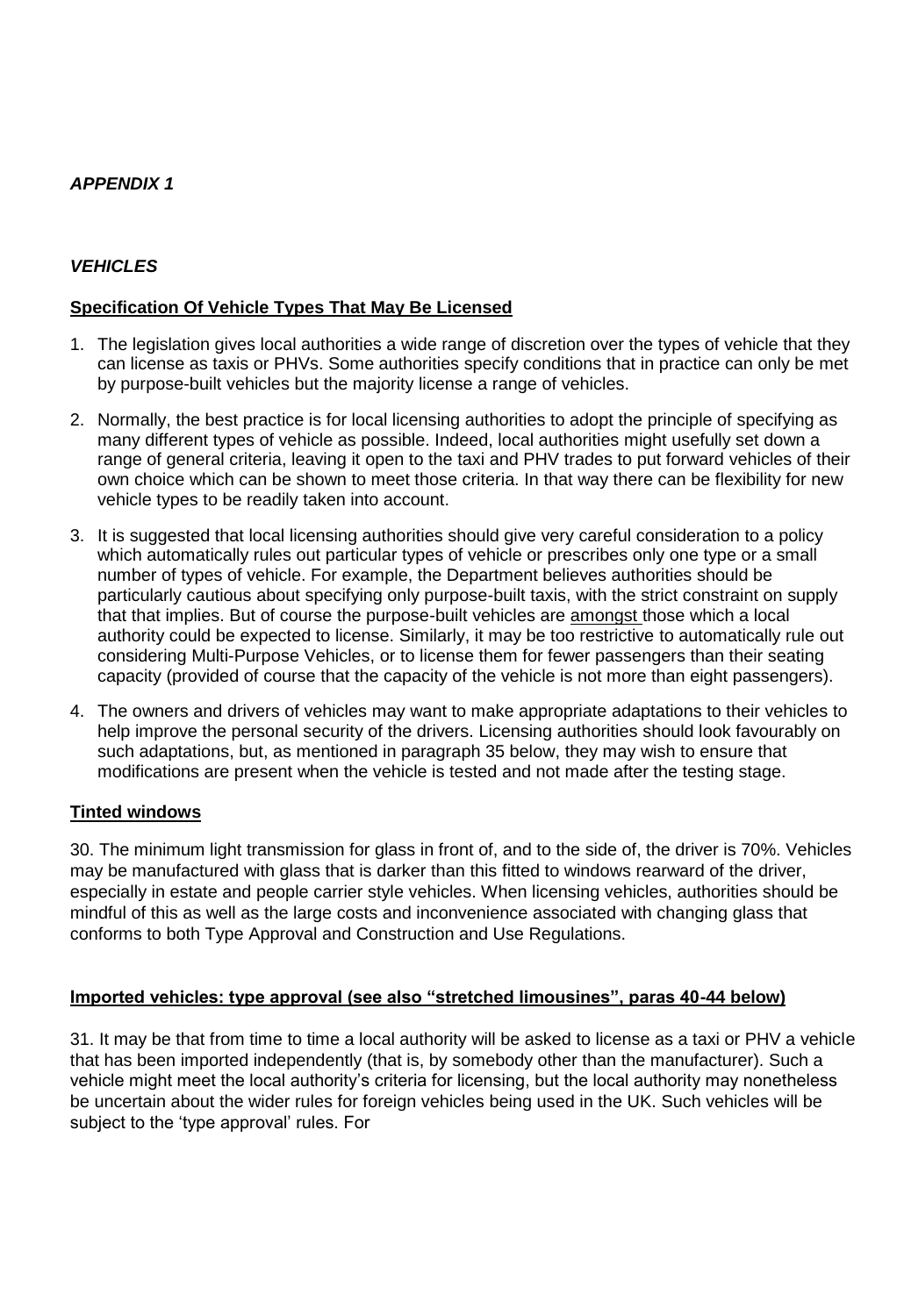***APPENDIX 1***

***VEHICLES***

**Specification Of Vehicle Types That May Be Licensed**

1. The legislation gives local authorities a wide range of discretion over the types of vehicle that they can license as taxis or PHVs. Some authorities specify conditions that in practice can only be met by purpose-built vehicles but the majority license a range of vehicles.

2. Normally, the best practice is for local licensing authorities to adopt the principle of specifying as many different types of vehicle as possible. Indeed, local authorities might usefully set down a range of general criteria, leaving it open to the taxi and PHV trades to put forward vehicles of their own choice which can be shown to meet those criteria. In that way there can be flexibility for new vehicle types to be readily taken into account.

3. It is suggested that local licensing authorities should give very careful consideration to a policy which automatically rules out particular types of vehicle or prescribes only one type or a small number of types of vehicle. For example, the Department believes authorities should be particularly cautious about specifying only purpose-built taxis, with the strict constraint on supply that that implies. But of course the purpose-built vehicles are amongst those which a local authority could be expected to license. Similarly, it may be too restrictive to automatically rule out considering Multi-Purpose Vehicles, or to license them for fewer passengers than their seating capacity (provided of course that the capacity of the vehicle is not more than eight passengers).

4. The owners and drivers of vehicles may want to make appropriate adaptations to their vehicles to help improve the personal security of the drivers. Licensing authorities should look favourably on such adaptations, but, as mentioned in paragraph 35 below, they may wish to ensure that modifications are present when the vehicle is tested and not made after the testing stage.

**Tinted windows**

30. The minimum light transmission for glass in front of, and to the side of, the driver is 70%. Vehicles may be manufactured with glass that is darker than this fitted to windows rearward of the driver, especially in estate and people carrier style vehicles. When licensing vehicles, authorities should be mindful of this as well as the large costs and inconvenience associated with changing glass that conforms to both Type Approval and Construction and Use Regulations.

**Imported vehicles: type approval (see also "stretched limousines", paras 40-44 below)**

31. It may be that from time to time a local authority will be asked to license as a taxi or PHV a vehicle that has been imported independently (that is, by somebody other than the manufacturer). Such a vehicle might meet the local authority's criteria for licensing, but the local authority may nonetheless be uncertain about the wider rules for foreign vehicles being used in the UK. Such vehicles will be subject to the 'type approval' rules. For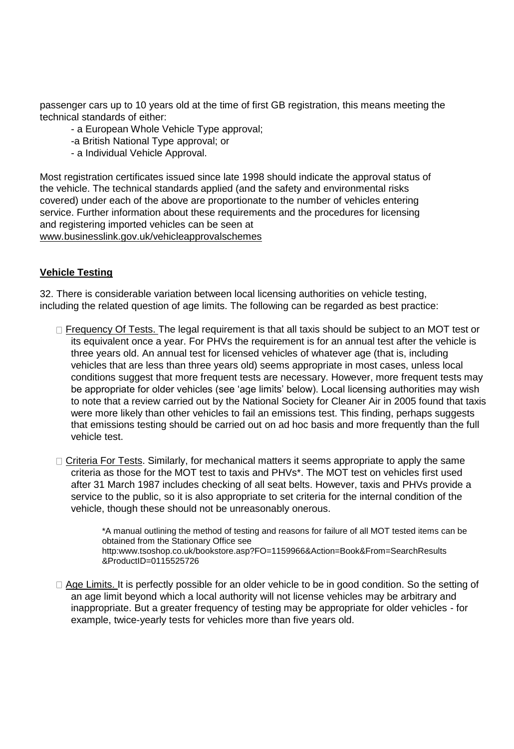passenger cars up to 10 years old at the time of first GB registration, this means meeting the technical standards of either:

- a European Whole Vehicle Type approval;
- a British National Type approval; or
- a Individual Vehicle Approval.

Most registration certificates issued since late 1998 should indicate the approval status of the vehicle. The technical standards applied (and the safety and environmental risks covered) under each of the above are proportionate to the number of vehicles entering service. Further information about these requirements and the procedures for licensing and registering imported vehicles can be seen at www.businesslink.gov.uk/vehicleapprovalschemes

## Vehicle Testing

32. There is considerable variation between local licensing authorities on vehicle testing, including the related question of age limits. The following can be regarded as best practice:

- Frequency Of Tests. The legal requirement is that all taxis should be subject to an MOT test or its equivalent once a year. For PHVs the requirement is for an annual test after the vehicle is three years old. An annual test for licensed vehicles of whatever age (that is, including vehicles that are less than three years old) seems appropriate in most cases, unless local conditions suggest that more frequent tests are necessary. However, more frequent tests may be appropriate for older vehicles (see 'age limits' below). Local licensing authorities may wish to note that a review carried out by the National Society for Cleaner Air in 2005 found that taxis were more likely than other vehicles to fail an emissions test. This finding, perhaps suggests that emissions testing should be carried out on ad hoc basis and more frequently than the full vehicle test.

- Criteria For Tests. Similarly, for mechanical matters it seems appropriate to apply the same criteria as those for the MOT test to taxis and PHVs*. The MOT test on vehicles first used after 31 March 1987 includes checking of all seat belts. However, taxis and PHVs provide a service to the public, so it is also appropriate to set criteria for the internal condition of the vehicle, though these should not be unreasonably onerous.

  *A manual outlining the method of testing and reasons for failure of all MOT tested items can be obtained from the Stationary Office see http:www.tsoshop.co.uk/bookstore.asp?FO=1159966&Action=Book&From=SearchResults &ProductID=0115525726

- Age Limits. It is perfectly possible for an older vehicle to be in good condition. So the setting of an age limit beyond which a local authority will not license vehicles may be arbitrary and inappropriate. But a greater frequency of testing may be appropriate for older vehicles - for example, twice-yearly tests for vehicles more than five years old.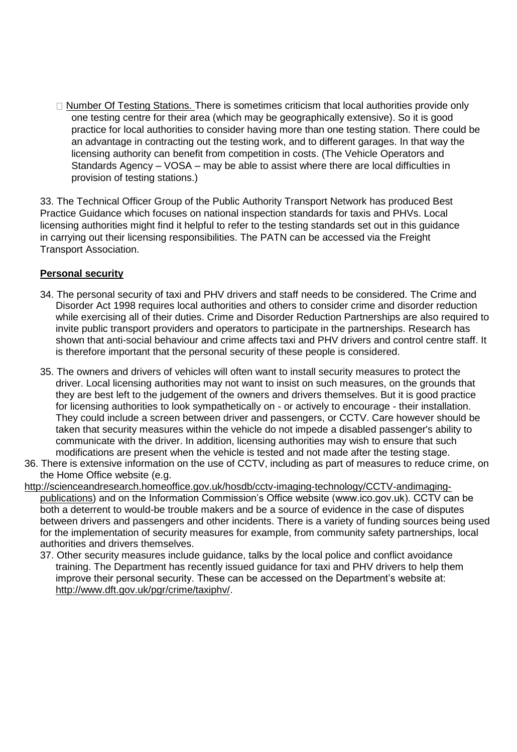- Number Of Testing Stations. There is sometimes criticism that local authorities provide only one testing centre for their area (which may be geographically extensive). So it is good practice for local authorities to consider having more than one testing station. There could be an advantage in contracting out the testing work, and to different garages. In that way the licensing authority can benefit from competition in costs. (The Vehicle Operators and Standards Agency – VOSA – may be able to assist where there are local difficulties in provision of testing stations.)

33. The Technical Officer Group of the Public Authority Transport Network has produced Best Practice Guidance which focuses on national inspection standards for taxis and PHVs. Local licensing authorities might find it helpful to refer to the testing standards set out in this guidance in carrying out their licensing responsibilities. The PATN can be accessed via the Freight Transport Association.

**Personal security**

34. The personal security of taxi and PHV drivers and staff needs to be considered. The Crime and Disorder Act 1998 requires local authorities and others to consider crime and disorder reduction while exercising all of their duties. Crime and Disorder Reduction Partnerships are also required to invite public transport providers and operators to participate in the partnerships. Research has shown that anti-social behaviour and crime affects taxi and PHV drivers and control centre staff. It is therefore important that the personal security of these people is considered.

35. The owners and drivers of vehicles will often want to install security measures to protect the driver. Local licensing authorities may not want to insist on such measures, on the grounds that they are best left to the judgement of the owners and drivers themselves. But it is good practice for licensing authorities to look sympathetically on - or actively to encourage - their installation. They could include a screen between driver and passengers, or CCTV. Care however should be taken that security measures within the vehicle do not impede a disabled passenger's ability to communicate with the driver. In addition, licensing authorities may wish to ensure that such modifications are present when the vehicle is tested and not made after the testing stage.

36. There is extensive information on the use of CCTV, including as part of measures to reduce crime, on the Home Office website (e.g. http://scienceandresearch.homeoffice.gov.uk/hosdb/cctv-imaging-technology/CCTV-andimaging-publications) and on the Information Commission's Office website (www.ico.gov.uk). CCTV can be both a deterrent to would-be trouble makers and be a source of evidence in the case of disputes between drivers and passengers and other incidents. There is a variety of funding sources being used for the implementation of security measures for example, from community safety partnerships, local authorities and drivers themselves.

37. Other security measures include guidance, talks by the local police and conflict avoidance training. The Department has recently issued guidance for taxi and PHV drivers to help them improve their personal security. These can be accessed on the Department's website at: http://www.dft.gov.uk/pgr/crime/taxiphv/.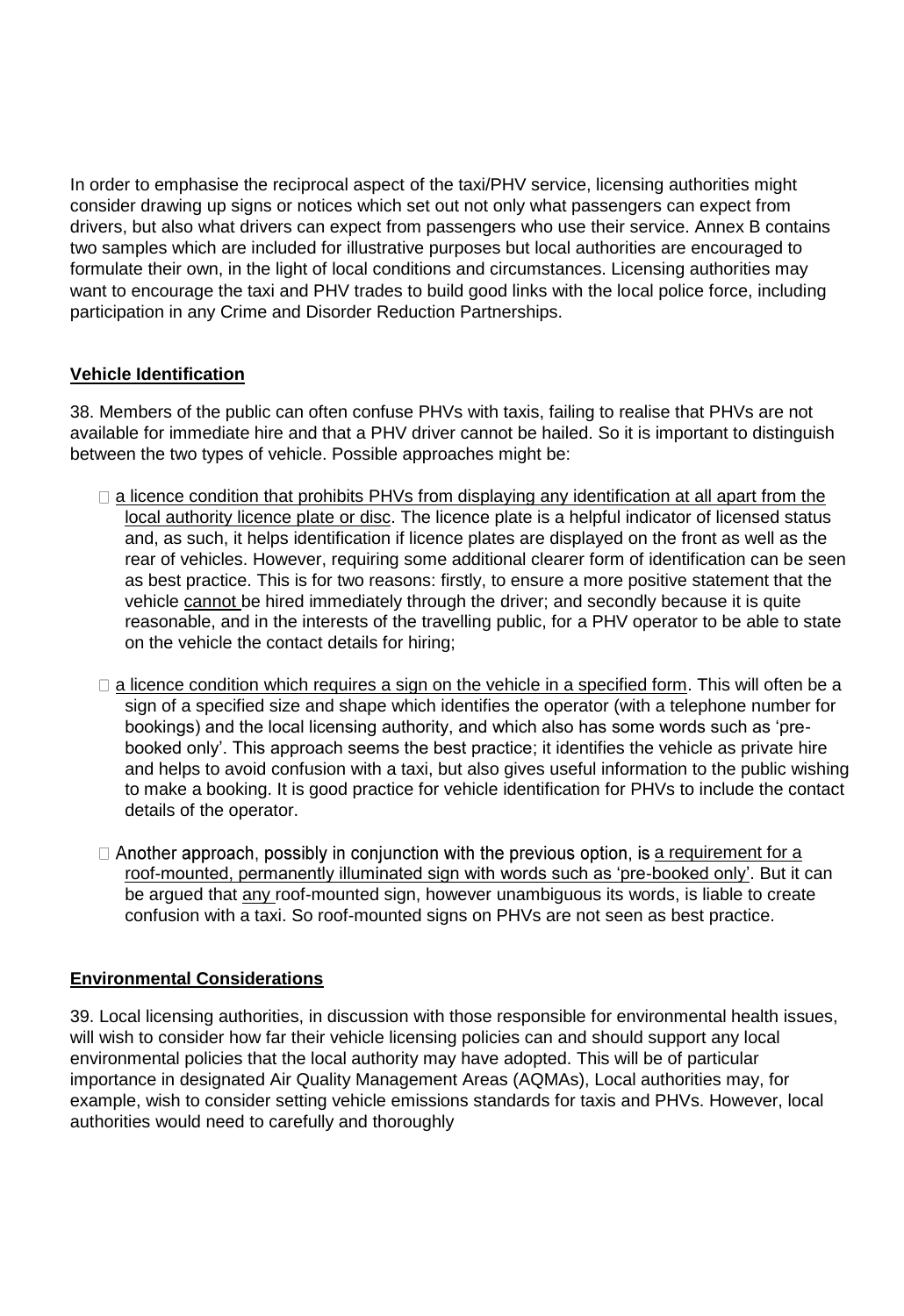In order to emphasise the reciprocal aspect of the taxi/PHV service, licensing authorities might consider drawing up signs or notices which set out not only what passengers can expect from drivers, but also what drivers can expect from passengers who use their service. Annex B contains two samples which are included for illustrative purposes but local authorities are encouraged to formulate their own, in the light of local conditions and circumstances. Licensing authorities may want to encourage the taxi and PHV trades to build good links with the local police force, including participation in any Crime and Disorder Reduction Partnerships.

**Vehicle Identification**

38. Members of the public can often confuse PHVs with taxis, failing to realise that PHVs are not available for immediate hire and that a PHV driver cannot be hailed. So it is important to distinguish between the two types of vehicle. Possible approaches might be:

- a licence condition that prohibits PHVs from displaying any identification at all apart from the local authority licence plate or disc. The licence plate is a helpful indicator of licensed status and, as such, it helps identification if licence plates are displayed on the front as well as the rear of vehicles. However, requiring some additional clearer form of identification can be seen as best practice. This is for two reasons: firstly, to ensure a more positive statement that the vehicle cannot be hired immediately through the driver; and secondly because it is quite reasonable, and in the interests of the travelling public, for a PHV operator to be able to state on the vehicle the contact details for hiring;

- a licence condition which requires a sign on the vehicle in a specified form. This will often be a sign of a specified size and shape which identifies the operator (with a telephone number for bookings) and the local licensing authority, and which also has some words such as 'pre-booked only'. This approach seems the best practice; it identifies the vehicle as private hire and helps to avoid confusion with a taxi, but also gives useful information to the public wishing to make a booking. It is good practice for vehicle identification for PHVs to include the contact details of the operator.

- Another approach, possibly in conjunction with the previous option, is a requirement for a roof-mounted, permanently illuminated sign with words such as 'pre-booked only'. But it can be argued that any roof-mounted sign, however unambiguous its words, is liable to create confusion with a taxi. So roof-mounted signs on PHVs are not seen as best practice.

**Environmental Considerations**

39. Local licensing authorities, in discussion with those responsible for environmental health issues, will wish to consider how far their vehicle licensing policies can and should support any local environmental policies that the local authority may have adopted. This will be of particular importance in designated Air Quality Management Areas (AQMAs), Local authorities may, for example, wish to consider setting vehicle emissions standards for taxis and PHVs. However, local authorities would need to carefully and thoroughly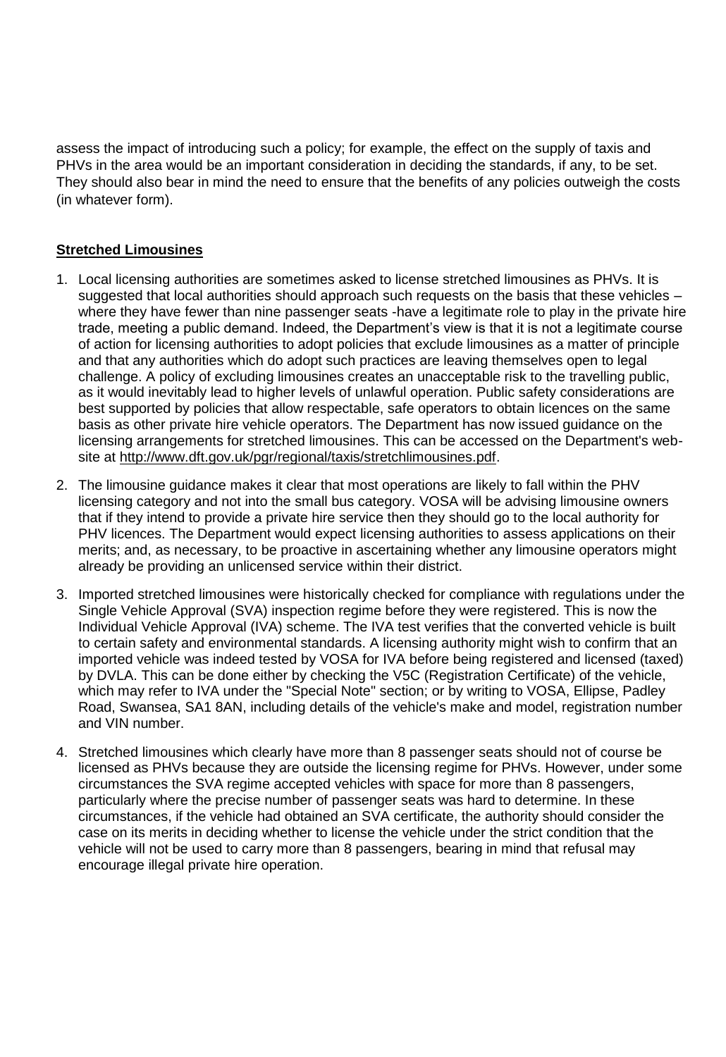assess the impact of introducing such a policy; for example, the effect on the supply of taxis and PHVs in the area would be an important consideration in deciding the standards, if any, to be set. They should also bear in mind the need to ensure that the benefits of any policies outweigh the costs (in whatever form).

## Stretched Limousines

1. Local licensing authorities are sometimes asked to license stretched limousines as PHVs. It is suggested that local authorities should approach such requests on the basis that these vehicles – where they have fewer than nine passenger seats -have a legitimate role to play in the private hire trade, meeting a public demand. Indeed, the Department's view is that it is not a legitimate course of action for licensing authorities to adopt policies that exclude limousines as a matter of principle and that any authorities which do adopt such practices are leaving themselves open to legal challenge. A policy of excluding limousines creates an unacceptable risk to the travelling public, as it would inevitably lead to higher levels of unlawful operation. Public safety considerations are best supported by policies that allow respectable, safe operators to obtain licences on the same basis as other private hire vehicle operators. The Department has now issued guidance on the licensing arrangements for stretched limousines. This can be accessed on the Department's web-site at http://www.dft.gov.uk/pgr/regional/taxis/stretchlimousines.pdf.

2. The limousine guidance makes it clear that most operations are likely to fall within the PHV licensing category and not into the small bus category. VOSA will be advising limousine owners that if they intend to provide a private hire service then they should go to the local authority for PHV licences. The Department would expect licensing authorities to assess applications on their merits; and, as necessary, to be proactive in ascertaining whether any limousine operators might already be providing an unlicensed service within their district.

3. Imported stretched limousines were historically checked for compliance with regulations under the Single Vehicle Approval (SVA) inspection regime before they were registered. This is now the Individual Vehicle Approval (IVA) scheme. The IVA test verifies that the converted vehicle is built to certain safety and environmental standards. A licensing authority might wish to confirm that an imported vehicle was indeed tested by VOSA for IVA before being registered and licensed (taxed) by DVLA. This can be done either by checking the V5C (Registration Certificate) of the vehicle, which may refer to IVA under the "Special Note" section; or by writing to VOSA, Ellipse, Padley Road, Swansea, SA1 8AN, including details of the vehicle's make and model, registration number and VIN number.

4. Stretched limousines which clearly have more than 8 passenger seats should not of course be licensed as PHVs because they are outside the licensing regime for PHVs. However, under some circumstances the SVA regime accepted vehicles with space for more than 8 passengers, particularly where the precise number of passenger seats was hard to determine. In these circumstances, if the vehicle had obtained an SVA certificate, the authority should consider the case on its merits in deciding whether to license the vehicle under the strict condition that the vehicle will not be used to carry more than 8 passengers, bearing in mind that refusal may encourage illegal private hire operation.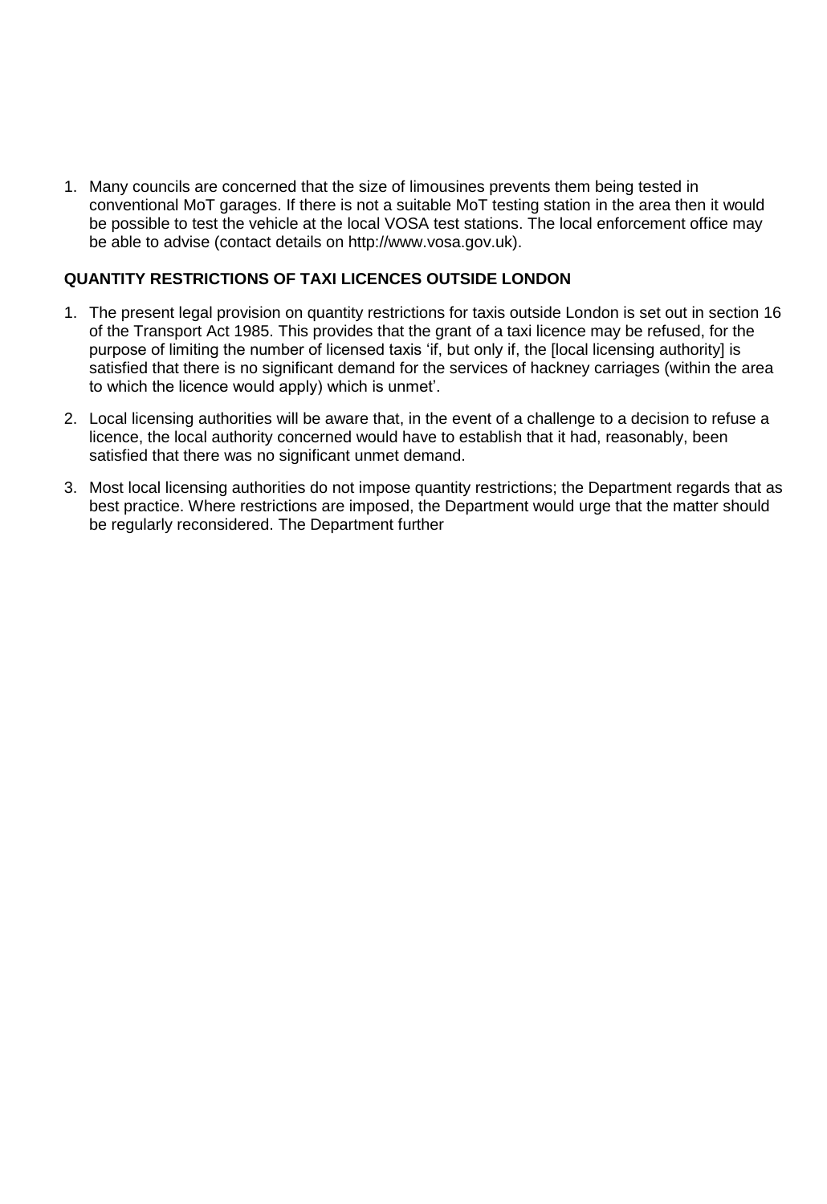1. Many councils are concerned that the size of limousines prevents them being tested in conventional MoT garages. If there is not a suitable MoT testing station in the area then it would be possible to test the vehicle at the local VOSA test stations. The local enforcement office may be able to advise (contact details on http://www.vosa.gov.uk).

**QUANTITY RESTRICTIONS OF TAXI LICENCES OUTSIDE LONDON**

1. The present legal provision on quantity restrictions for taxis outside London is set out in section 16 of the Transport Act 1985. This provides that the grant of a taxi licence may be refused, for the purpose of limiting the number of licensed taxis 'if, but only if, the [local licensing authority] is satisfied that there is no significant demand for the services of hackney carriages (within the area to which the licence would apply) which is unmet'.

2. Local licensing authorities will be aware that, in the event of a challenge to a decision to refuse a licence, the local authority concerned would have to establish that it had, reasonably, been satisfied that there was no significant unmet demand.

3. Most local licensing authorities do not impose quantity restrictions; the Department regards that as best practice. Where restrictions are imposed, the Department would urge that the matter should be regularly reconsidered. The Department further